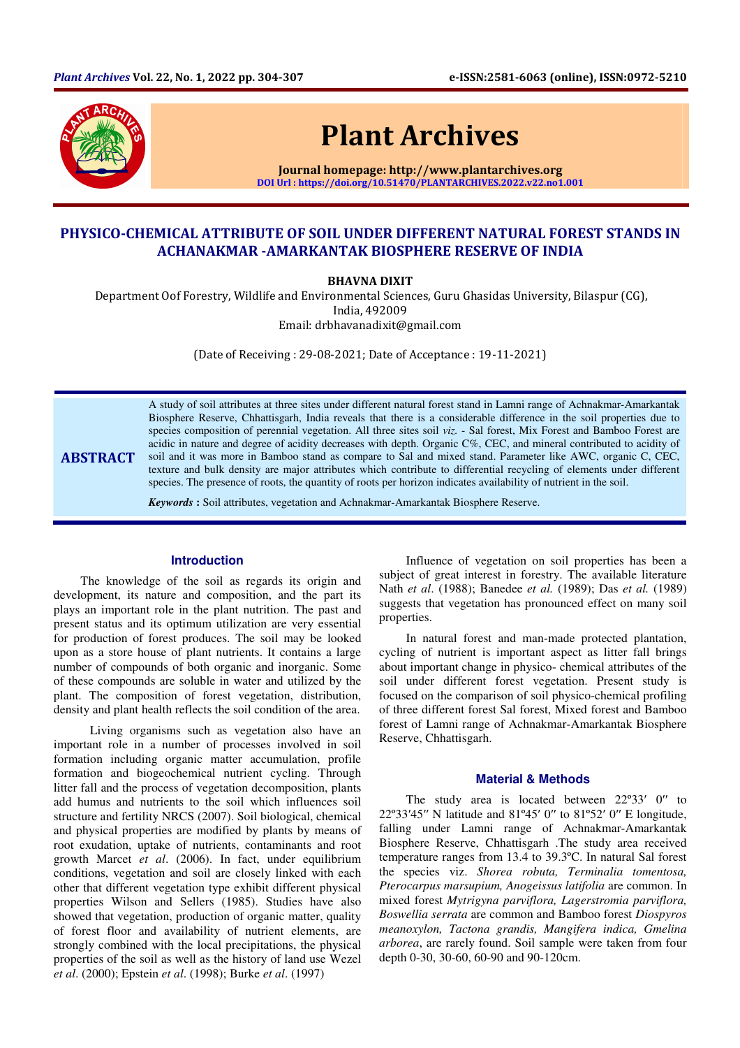# Plant Archives

Journal homepage: http://www.plantarchives.org
DOI Url : https://doi.org/10.51470/PLANTARCHIVES.2022.v22.no1.001

## PHYSICO-CHEMICAL ATTRIBUTE OF SOIL UNDER DIFFERENT NATURAL FOREST STANDS IN ACHANAKMAR -AMARKANTAK BIOSPHERE RESERVE OF INDIA

**BHAVNA DIXIT**

Department Oof Forestry, Wildlife and Environmental Sciences, Guru Ghasidas University, Bilaspur (CG), India, 492009
Email: drbhavanadixit@gmail.com

(Date of Receiving : 29-08-2021; Date of Acceptance : 19-11-2021)

**ABSTRACT**

A study of soil attributes at three sites under different natural forest stand in Lamni range of Achnakmar-Amarkantak Biosphere Reserve, Chhattisgarh, India reveals that there is a considerable difference in the soil properties due to species composition of perennial vegetation. All three sites soil *viz.* - Sal forest, Mix Forest and Bamboo Forest are acidic in nature and degree of acidity decreases with depth. Organic C%, CEC, and mineral contributed to acidity of soil and it was more in Bamboo stand as compare to Sal and mixed stand. Parameter like AWC, organic C, CEC, texture and bulk density are major attributes which contribute to differential recycling of elements under different species. The presence of roots, the quantity of roots per horizon indicates availability of nutrient in the soil.

***Keywords*** **:** Soil attributes, vegetation and Achnakmar-Amarkantak Biosphere Reserve.

### Introduction

The knowledge of the soil as regards its origin and development, its nature and composition, and the part its plays an important role in the plant nutrition. The past and present status and its optimum utilization are very essential for production of forest produces. The soil may be looked upon as a store house of plant nutrients. It contains a large number of compounds of both organic and inorganic. Some of these compounds are soluble in water and utilized by the plant. The composition of forest vegetation, distribution, density and plant health reflects the soil condition of the area.

Living organisms such as vegetation also have an important role in a number of processes involved in soil formation including organic matter accumulation, profile formation and biogeochemical nutrient cycling. Through litter fall and the process of vegetation decomposition, plants add humus and nutrients to the soil which influences soil structure and fertility NRCS (2007). Soil biological, chemical and physical properties are modified by plants by means of root exudation, uptake of nutrients, contaminants and root growth Marcet *et al*. (2006). In fact, under equilibrium conditions, vegetation and soil are closely linked with each other that different vegetation type exhibit different physical properties Wilson and Sellers (1985). Studies have also showed that vegetation, production of organic matter, quality of forest floor and availability of nutrient elements, are strongly combined with the local precipitations, the physical properties of the soil as well as the history of land use Wezel *et al*. (2000); Epstein *et al*. (1998); Burke *et al*. (1997)

Influence of vegetation on soil properties has been a subject of great interest in forestry. The available literature Nath *et al*. (1988); Banedee *et al.* (1989); Das *et al.* (1989) suggests that vegetation has pronounced effect on many soil properties.

In natural forest and man-made protected plantation, cycling of nutrient is important aspect as litter fall brings about important change in physico- chemical attributes of the soil under different forest vegetation. Present study is focused on the comparison of soil physico-chemical profiling of three different forest Sal forest, Mixed forest and Bamboo forest of Lamni range of Achnakmar-Amarkantak Biosphere Reserve, Chhattisgarh.

### Material & Methods

The study area is located between 22º33′ 0′′ to 22º33′45′′ N latitude and 81º45′ 0′′ to 81º52′ 0′′ E longitude, falling under Lamni range of Achnakmar-Amarkantak Biosphere Reserve, Chhattisgarh .The study area received temperature ranges from 13.4 to 39.3ºC. In natural Sal forest the species viz. *Shorea robuta, Terminalia tomentosa, Pterocarpus marsupium, Anogeissus latifolia* are common. In mixed forest *Mytrigyna parviflora, Lagerstromia parviflora, Boswellia serrata* are common and Bamboo forest *Diospyros meanoxylon, Tactona grandis, Mangifera indica, Gmelina arborea*, are rarely found. Soil sample were taken from four depth 0-30, 30-60, 60-90 and 90-120cm.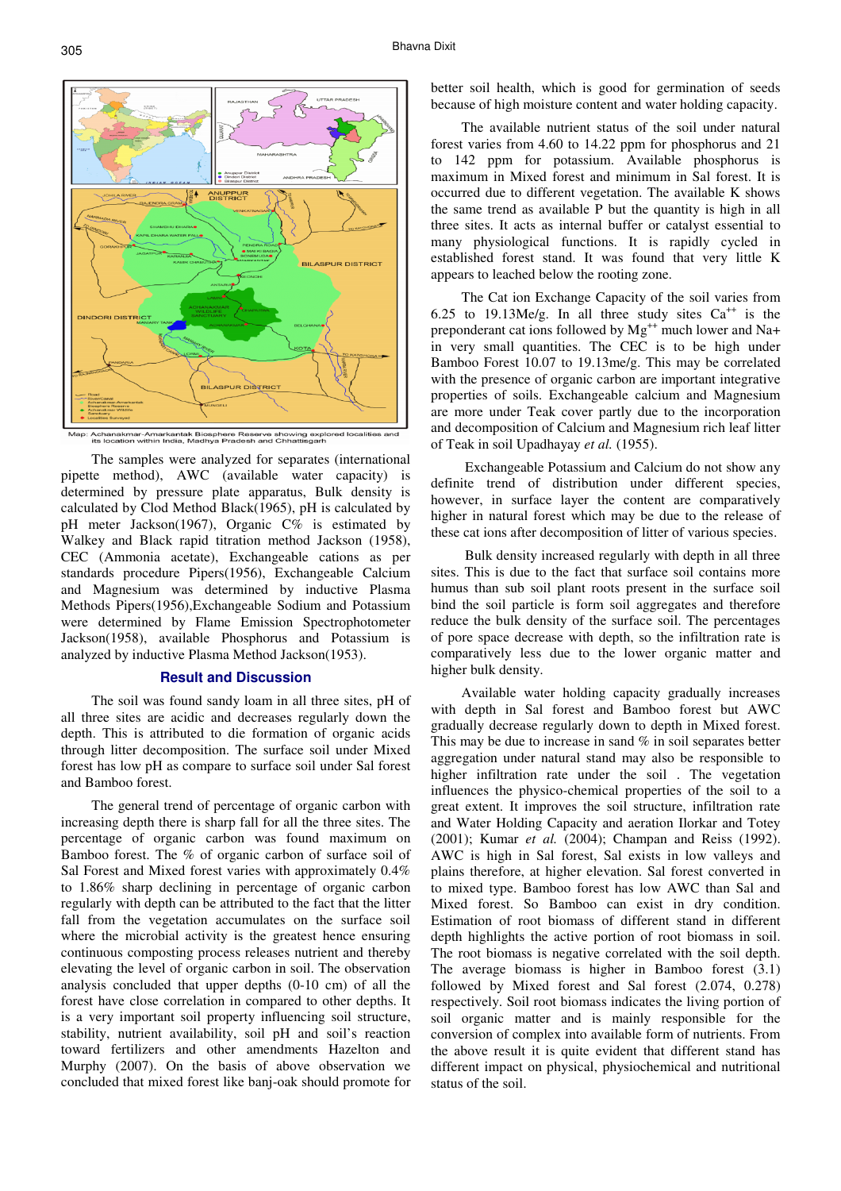Map: Achanakmar-Amarkantak Biosphere Reserve showing explored localities and its location within India, Madhya Pradesh and Chhattisgarh

The samples were analyzed for separates (international pipette method), AWC (available water capacity) is determined by pressure plate apparatus, Bulk density is calculated by Clod Method Black(1965), pH is calculated by pH meter Jackson(1967), Organic C% is estimated by Walkey and Black rapid titration method Jackson (1958), CEC (Ammonia acetate), Exchangeable cations as per standards procedure Pipers(1956), Exchangeable Calcium and Magnesium was determined by inductive Plasma Methods Pipers(1956),Exchangeable Sodium and Potassium were determined by Flame Emission Spectrophotometer Jackson(1958), available Phosphorus and Potassium is analyzed by inductive Plasma Method Jackson(1953).

## Result and Discussion

The soil was found sandy loam in all three sites, pH of all three sites are acidic and decreases regularly down the depth. This is attributed to die formation of organic acids through litter decomposition. The surface soil under Mixed forest has low pH as compare to surface soil under Sal forest and Bamboo forest.

The general trend of percentage of organic carbon with increasing depth there is sharp fall for all the three sites. The percentage of organic carbon was found maximum on Bamboo forest. The % of organic carbon of surface soil of Sal Forest and Mixed forest varies with approximately 0.4% to 1.86% sharp declining in percentage of organic carbon regularly with depth can be attributed to the fact that the litter fall from the vegetation accumulates on the surface soil where the microbial activity is the greatest hence ensuring continuous composting process releases nutrient and thereby elevating the level of organic carbon in soil. The observation analysis concluded that upper depths (0-10 cm) of all the forest have close correlation in compared to other depths. It is a very important soil property influencing soil structure, stability, nutrient availability, soil pH and soil's reaction toward fertilizers and other amendments Hazelton and Murphy (2007). On the basis of above observation we concluded that mixed forest like banj-oak should promote for better soil health, which is good for germination of seeds because of high moisture content and water holding capacity.

The available nutrient status of the soil under natural forest varies from 4.60 to 14.22 ppm for phosphorus and 21 to 142 ppm for potassium. Available phosphorus is maximum in Mixed forest and minimum in Sal forest. It is occurred due to different vegetation. The available K shows the same trend as available P but the quantity is high in all three sites. It acts as internal buffer or catalyst essential to many physiological functions. It is rapidly cycled in established forest stand. It was found that very little K appears to leached below the rooting zone.

The Cat ion Exchange Capacity of the soil varies from 6.25 to 19.13Me/g. In all three study sites $Ca^{++}$ is the preponderant cat ions followed by $Mg^{++}$ much lower and Na+ in very small quantities. The CEC is to be high under Bamboo Forest 10.07 to 19.13me/g. This may be correlated with the presence of organic carbon are important integrative properties of soils. Exchangeable calcium and Magnesium are more under Teak cover partly due to the incorporation and decomposition of Calcium and Magnesium rich leaf litter of Teak in soil Upadhayay *et al.* (1955).

Exchangeable Potassium and Calcium do not show any definite trend of distribution under different species, however, in surface layer the content are comparatively higher in natural forest which may be due to the release of these cat ions after decomposition of litter of various species.

Bulk density increased regularly with depth in all three sites. This is due to the fact that surface soil contains more humus than sub soil plant roots present in the surface soil bind the soil particle is form soil aggregates and therefore reduce the bulk density of the surface soil. The percentages of pore space decrease with depth, so the infiltration rate is comparatively less due to the lower organic matter and higher bulk density.

Available water holding capacity gradually increases with depth in Sal forest and Bamboo forest but AWC gradually decrease regularly down to depth in Mixed forest. This may be due to increase in sand % in soil separates better aggregation under natural stand may also be responsible to higher infiltration rate under the soil . The vegetation influences the physico-chemical properties of the soil to a great extent. It improves the soil structure, infiltration rate and Water Holding Capacity and aeration Ilorkar and Totey (2001); Kumar *et al.* (2004); Champan and Reiss (1992). AWC is high in Sal forest, Sal exists in low valleys and plains therefore, at higher elevation. Sal forest converted in to mixed type. Bamboo forest has low AWC than Sal and Mixed forest. So Bamboo can exist in dry condition. Estimation of root biomass of different stand in different depth highlights the active portion of root biomass in soil. The root biomass is negative correlated with the soil depth. The average biomass is higher in Bamboo forest (3.1) followed by Mixed forest and Sal forest (2.074, 0.278) respectively. Soil root biomass indicates the living portion of soil organic matter and is mainly responsible for the conversion of complex into available form of nutrients. From the above result it is quite evident that different stand has different impact on physical, physiochemical and nutritional status of the soil.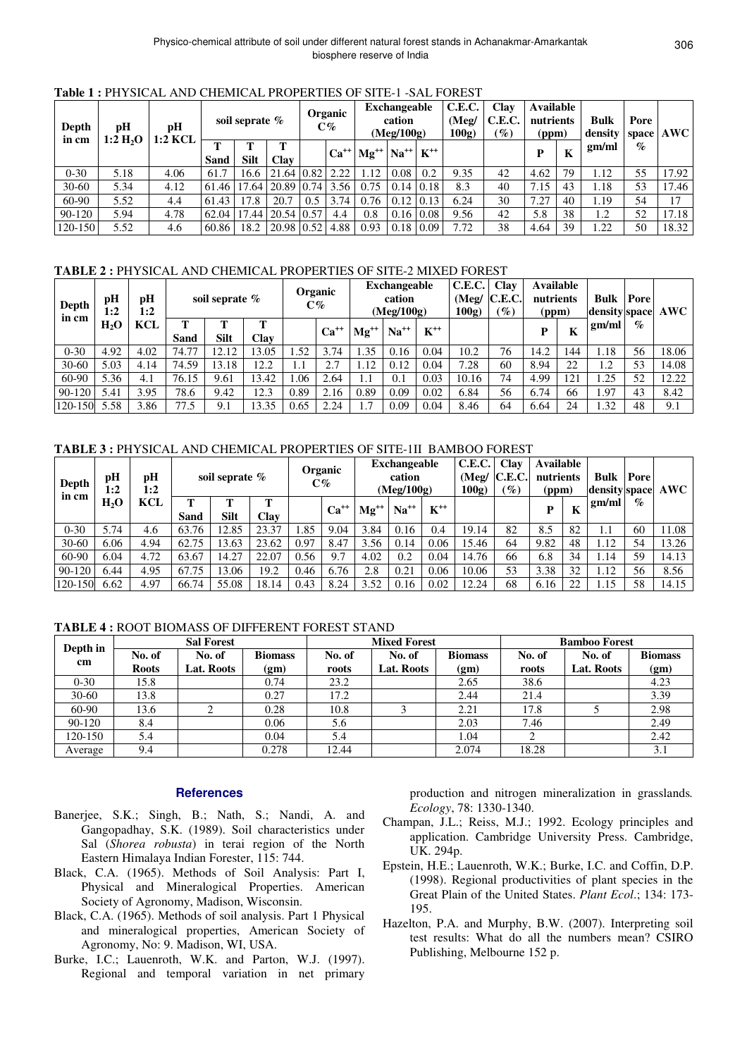**Table 1 :** PHYSICAL AND CHEMICAL PROPERTIES OF SITE-1 -SAL FOREST

| Depth in cm | pH 1:2 $H_2O$ | pH 1:2 KCL | soil seprate % | | | Organic C% | Exchangeable cation (Meg/100g) | | | | C.E.C. (Meg/ 100g) | Clay C.E.C. (%) | Available nutrients (ppm) | | Bulk density gm/ml | Pore space % | AWC |
|---|---|---|---|---|---|---|---|---|---|---|---|---|---|---|---|---|---|
| | | | T Sand | T Silt | T Clay | | $Ca^{++}$ | $Mg^{++}$ | $Na^{++}$ | $K^{++}$ | | | P | K | | | |
| 0-30 | 5.18 | 4.06 | 61.7 | 16.6 | 21.64 | 0.82 | 2.22 | 1.12 | 0.08 | 0.2 | 9.35 | 42 | 4.62 | 79 | 1.12 | 55 | 17.92 |
| 30-60 | 5.34 | 4.12 | 61.46 | 17.64 | 20.89 | 0.74 | 3.56 | 0.75 | 0.14 | 0.18 | 8.3 | 40 | 7.15 | 43 | 1.18 | 53 | 17.46 |
| 60-90 | 5.52 | 4.4 | 61.43 | 17.8 | 20.7 | 0.5 | 3.74 | 0.76 | 0.12 | 0.13 | 6.24 | 30 | 7.27 | 40 | 1.19 | 54 | 17 |
| 90-120 | 5.94 | 4.78 | 62.04 | 17.44 | 20.54 | 0.57 | 4.4 | 0.8 | 0.16 | 0.08 | 9.56 | 42 | 5.8 | 38 | 1.2 | 52 | 17.18 |
| 120-150 | 5.52 | 4.6 | 60.86 | 18.2 | 20.98 | 0.52 | 4.88 | 0.93 | 0.18 | 0.09 | 7.72 | 38 | 4.64 | 39 | 1.22 | 50 | 18.32 |

**TABLE 2 :** PHYSICAL AND CHEMICAL PROPERTIES OF SITE-2 MIXED FOREST

| Depth in cm | pH 1:2 $H_2O$ | pH 1:2 KCL | soil seprate % | | | Organic C% | Exchangeable cation (Meg/100g) | | | | C.E.C. (Meg/ 100g) | Clay C.E.C. (%) | Available nutrients (ppm) | | Bulk density gm/ml | Pore space % | AWC |
|---|---|---|---|---|---|---|---|---|---|---|---|---|---|---|---|---|---|
| | | | T Sand | T Silt | T Clay | | $Ca^{++}$ | $Mg^{++}$ | $Na^{++}$ | $K^{++}$ | | | P | K | | | |
| 0-30 | 4.92 | 4.02 | 74.77 | 12.12 | 13.05 | 1.52 | 3.74 | 1.35 | 0.16 | 0.04 | 10.2 | 76 | 14.2 | 144 | 1.18 | 56 | 18.06 |
| 30-60 | 5.03 | 4.14 | 74.59 | 13.18 | 12.2 | 1.1 | 2.7 | 1.12 | 0.12 | 0.04 | 7.28 | 60 | 8.94 | 22 | 1.2 | 53 | 14.08 |
| 60-90 | 5.36 | 4.1 | 76.15 | 9.61 | 13.42 | 1.06 | 2.64 | 1.1 | 0.1 | 0.03 | 10.16 | 74 | 4.99 | 121 | 1.25 | 52 | 12.22 |
| 90-120 | 5.41 | 3.95 | 78.6 | 9.42 | 12.3 | 0.89 | 2.16 | 0.89 | 0.09 | 0.02 | 6.84 | 56 | 6.74 | 66 | 1.97 | 43 | 8.42 |
| 120-150 | 5.58 | 3.86 | 77.5 | 9.1 | 13.35 | 0.65 | 2.24 | 1.7 | 0.09 | 0.04 | 8.46 | 64 | 6.64 | 24 | 1.32 | 48 | 9.1 |

**TABLE 3 :** PHYSICAL AND CHEMICAL PROPERTIES OF SITE-1II BAMBOO FOREST

| Depth in cm | pH 1:2 $H_2O$ | pH 1:2 KCL | soil seprate % | | | Organic C% | Exchangeable cation (Meg/100g) | | | | C.E.C. (Meg/ 100g) | Clay C.E.C. (%) | Available nutrients (ppm) | | Bulk density gm/ml | Pore space % | AWC |
|---|---|---|---|---|---|---|---|---|---|---|---|---|---|---|---|---|---|
| | | | T Sand | T Silt | T Clay | | $Ca^{++}$ | $Mg^{++}$ | $Na^{++}$ | $K^{++}$ | | | P | K | | | |
| 0-30 | 5.74 | 4.6 | 63.76 | 12.85 | 23.37 | 1.85 | 9.04 | 3.84 | 0.16 | 0.4 | 19.14 | 82 | 8.5 | 82 | 1.1 | 60 | 11.08 |
| 30-60 | 6.06 | 4.94 | 62.75 | 13.63 | 23.62 | 0.97 | 8.47 | 3.56 | 0.14 | 0.06 | 15.46 | 64 | 9.82 | 48 | 1.12 | 54 | 13.26 |
| 60-90 | 6.04 | 4.72 | 63.67 | 14.27 | 22.07 | 0.56 | 9.7 | 4.02 | 0.2 | 0.04 | 14.76 | 66 | 6.8 | 34 | 1.14 | 59 | 14.13 |
| 90-120 | 6.44 | 4.95 | 67.75 | 13.06 | 19.2 | 0.46 | 6.76 | 2.8 | 0.21 | 0.06 | 10.06 | 53 | 3.38 | 32 | 1.12 | 56 | 8.56 |
| 120-150 | 6.62 | 4.97 | 66.74 | 55.08 | 18.14 | 0.43 | 8.24 | 3.52 | 0.16 | 0.02 | 12.24 | 68 | 6.16 | 22 | 1.15 | 58 | 14.15 |

**TABLE 4 :** ROOT BIOMASS OF DIFFERENT FOREST STAND

| Depth in cm | Sal Forest | | | Mixed Forest | | | Bamboo Forest | | |
|---|---|---|---|---|---|---|---|---|---|
| | No. of Roots | No. of Lat. Roots | Biomass (gm) | No. of roots | No. of Lat. Roots | Biomass (gm) | No. of roots | No. of Lat. Roots | Biomass (gm) |
| 0-30 | 15.8 | | 0.74 | 23.2 | | 2.65 | 38.6 | | 4.23 |
| 30-60 | 13.8 | | 0.27 | 17.2 | | 2.44 | 21.4 | | 3.39 |
| 60-90 | 13.6 | 2 | 0.28 | 10.8 | 3 | 2.21 | 17.8 | 5 | 2.98 |
| 90-120 | 8.4 | | 0.06 | 5.6 | | 2.03 | 7.46 | | 2.49 |
| 120-150 | 5.4 | | 0.04 | 5.4 | | 1.04 | 2 | | 2.42 |
| Average | 9.4 | | 0.278 | 12.44 | | 2.074 | 18.28 | | 3.1 |

## References

Banerjee, S.K.; Singh, B.; Nath, S.; Nandi, A. and Gangopadhay, S.K. (1989). Soil characteristics under Sal (*Shorea robusta*) in terai region of the North Eastern Himalaya Indian Forester, 115: 744.

Black, C.A. (1965). Methods of Soil Analysis: Part I, Physical and Mineralogical Properties. American Society of Agronomy, Madison, Wisconsin.

Black, C.A. (1965). Methods of soil analysis. Part 1 Physical and mineralogical properties, American Society of Agronomy, No: 9. Madison, WI, USA.

Burke, I.C.; Lauenroth, W.K. and Parton, W.J. (1997). Regional and temporal variation in net primary production and nitrogen mineralization in grasslands. *Ecology*, 78: 1330-1340.

Champan, J.L.; Reiss, M.J.; 1992. Ecology principles and application. Cambridge University Press. Cambridge, UK. 294p.

Epstein, H.E.; Lauenroth, W.K.; Burke, I.C. and Coffin, D.P. (1998). Regional productivities of plant species in the Great Plain of the United States. *Plant Ecol*.; 134: 173-195.

Hazelton, P.A. and Murphy, B.W. (2007). Interpreting soil test results: What do all the numbers mean? CSIRO Publishing, Melbourne 152 p.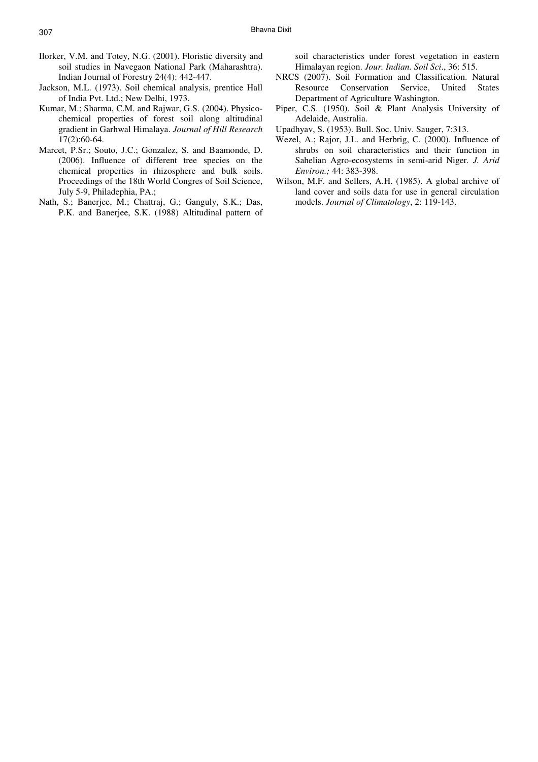Ilorker, V.M. and Totey, N.G. (2001). Floristic diversity and soil studies in Navegaon National Park (Maharashtra). Indian Journal of Forestry 24(4): 442-447.

Jackson, M.L. (1973). Soil chemical analysis, prentice Hall of India Pvt. Ltd.; New Delhi, 1973.

Kumar, M.; Sharma, C.M. and Rajwar, G.S. (2004). Physico-chemical properties of forest soil along altitudinal gradient in Garhwal Himalaya. *Journal of Hill Research* 17(2):60-64.

Marcet, P.Sr.; Souto, J.C.; Gonzalez, S. and Baamonde, D. (2006). Influence of different tree species on the chemical properties in rhizosphere and bulk soils. Proceedings of the 18th World Congres of Soil Science, July 5-9, Philadephia, PA.;

Nath, S.; Banerjee, M.; Chattraj, G.; Ganguly, S.K.; Das, P.K. and Banerjee, S.K. (1988) Altitudinal pattern of soil characteristics under forest vegetation in eastern Himalayan region. *Jour. Indian. Soil Sci*., 36: 515.

NRCS (2007). Soil Formation and Classification. Natural Resource Conservation Service, United States Department of Agriculture Washington.

Piper, C.S. (1950). Soil & Plant Analysis University of Adelaide, Australia.

Upadhyav, S. (1953). Bull. Soc. Univ. Sauger, 7:313.

Wezel, A.; Rajor, J.L. and Herbrig, C. (2000). Influence of shrubs on soil characteristics and their function in Sahelian Agro-ecosystems in semi-arid Niger. *J. Arid Environ.;* 44: 383-398.

Wilson, M.F. and Sellers, A.H. (1985). A global archive of land cover and soils data for use in general circulation models. *Journal of Climatology*, 2: 119-143.